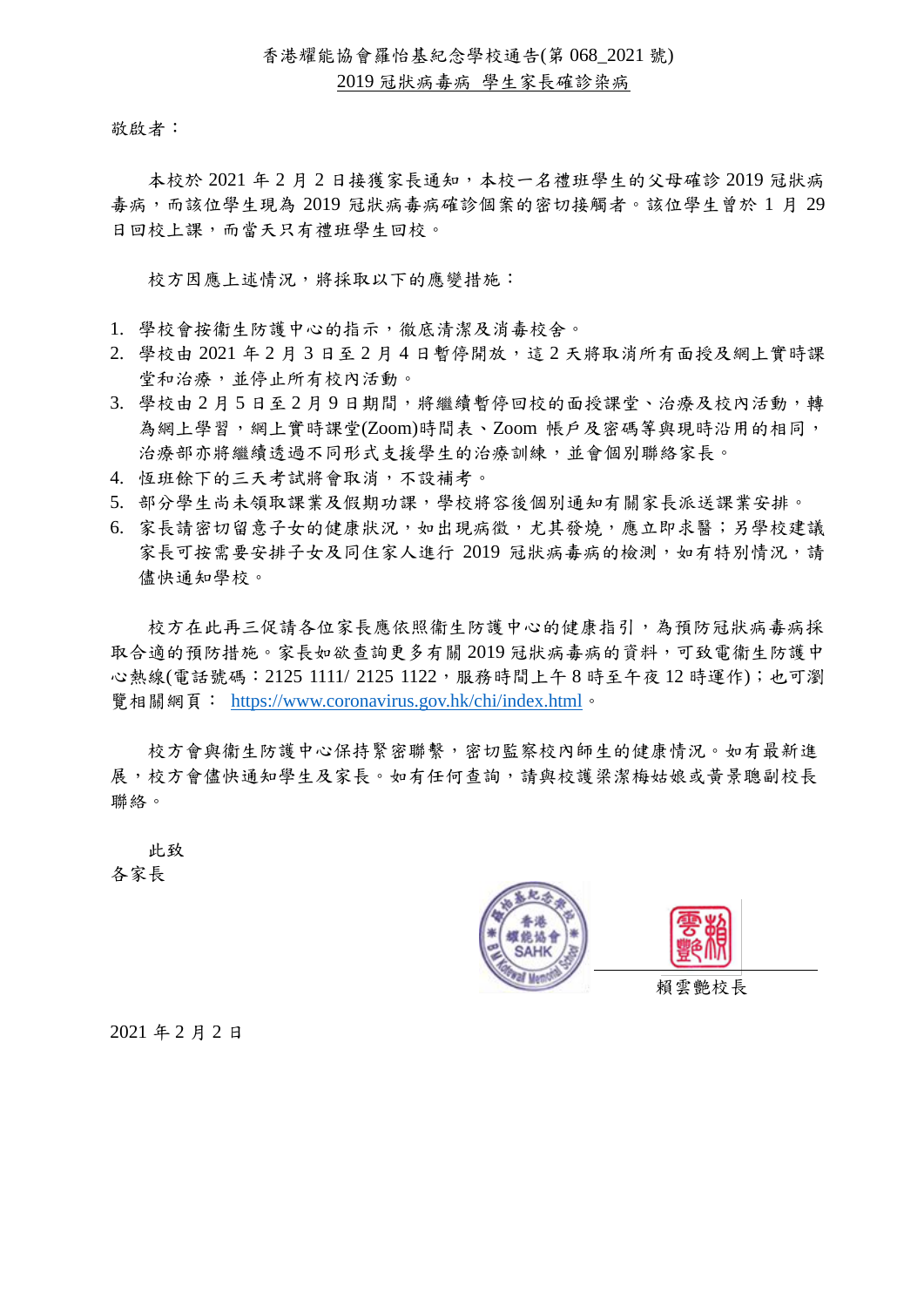香港耀能協會羅怡基紀念學校通告(第 068_2021 號)

2019 冠狀病毒病 學生家長確診染病

敬啟者：

本校於 2021 年 2 月 2 日接獲家長通知，本校一名禮班學生的父母確診 2019 冠狀病毒病，而該位學生現為 2019 冠狀病毒病確診個案的密切接觸者。該位學生曾於 1 月 29 日回校上課，而當天只有禮班學生回校。

校方因應上述情況，將採取以下的應變措施：

1. 學校會按衞生防護中心的指示，徹底清潔及消毒校舍。
2. 學校由 2021 年 2 月 3 日至 2 月 4 日暫停開放，這 2 天將取消所有面授及網上實時課堂和治療，並停止所有校內活動。
3. 學校由 2 月 5 日至 2 月 9 日期間，將繼續暫停回校的面授課堂、治療及校內活動，轉為網上學習，網上實時課堂(Zoom)時間表、Zoom 帳戶及密碼等與現時沿用的相同，治療部亦將繼續透過不同形式支援學生的治療訓練，並會個別聯絡家長。
4. 恆班餘下的三天考試將會取消，不設補考。
5. 部分學生尚未領取課業及假期功課，學校將容後個別通知有關家長派送課業安排。
6. 家長請密切留意子女的健康狀況，如出現病徵，尤其發燒，應立即求醫；另學校建議家長可按需要安排子女及同住家人進行 2019 冠狀病毒病的檢測，如有特別情況，請儘快通知學校。

校方在此再三促請各位家長應依照衞生防護中心的健康指引，為預防冠狀病毒病採取合適的預防措施。家長如欲查詢更多有關 2019 冠狀病毒病的資料，可致電衞生防護中心熱線(電話號碼：2125 1111/ 2125 1122，服務時間上午 8 時至午夜 12 時運作)；也可瀏覽相關網頁： https://www.coronavirus.gov.hk/chi/index.html 。

校方會與衞生防護中心保持緊密聯繫，密切監察校內師生的健康情況。如有最新進展，校方會儘快通知學生及家長。如有任何查詢，請與校護梁潔梅姑娘或黃景聰副校長聯絡。

此致

各家長

賴雲艷校長

2021 年 2 月 2 日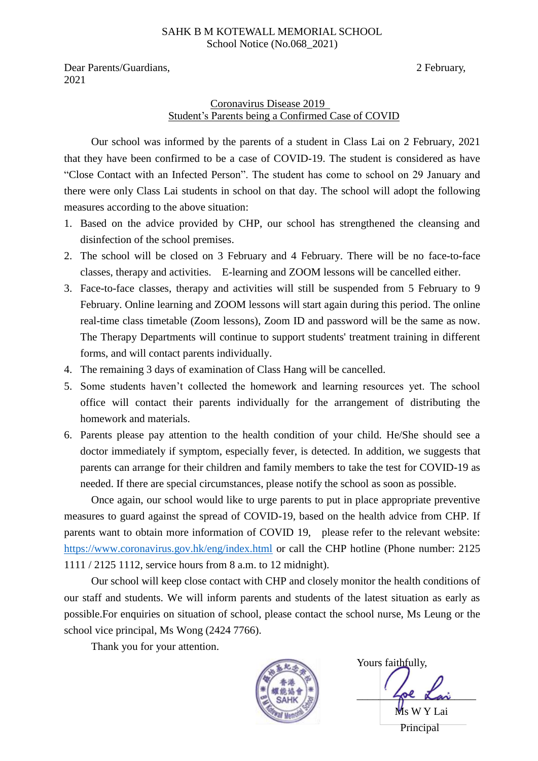SAHK B M KOTEWALL MEMORIAL SCHOOL
School Notice (No.068_2021)

Dear Parents/Guardians, 2 February, 2021

Coronavirus Disease 2019
Student's Parents being a Confirmed Case of COVID

Our school was informed by the parents of a student in Class Lai on 2 February, 2021 that they have been confirmed to be a case of COVID-19. The student is considered as have "Close Contact with an Infected Person". The student has come to school on 29 January and there were only Class Lai students in school on that day. The school will adopt the following measures according to the above situation:

1. Based on the advice provided by CHP, our school has strengthened the cleansing and disinfection of the school premises.
2. The school will be closed on 3 February and 4 February. There will be no face-to-face classes, therapy and activities. E-learning and ZOOM lessons will be cancelled either.
3. Face-to-face classes, therapy and activities will still be suspended from 5 February to 9 February. Online learning and ZOOM lessons will start again during this period. The online real-time class timetable (Zoom lessons), Zoom ID and password will be the same as now. The Therapy Departments will continue to support students' treatment training in different forms, and will contact parents individually.
4. The remaining 3 days of examination of Class Hang will be cancelled.
5. Some students haven't collected the homework and learning resources yet. The school office will contact their parents individually for the arrangement of distributing the homework and materials.
6. Parents please pay attention to the health condition of your child. He/She should see a doctor immediately if symptom, especially fever, is detected. In addition, we suggests that parents can arrange for their children and family members to take the test for COVID-19 as needed. If there are special circumstances, please notify the school as soon as possible.

Once again, our school would like to urge parents to put in place appropriate preventive measures to guard against the spread of COVID-19, based on the health advice from CHP. If parents want to obtain more information of COVID 19, please refer to the relevant website: https://www.coronavirus.gov.hk/eng/index.html or call the CHP hotline (Phone number: 2125 1111 / 2125 1112, service hours from 8 a.m. to 12 midnight).

Our school will keep close contact with CHP and closely monitor the health conditions of our staff and students. We will inform parents and students of the latest situation as early as possible.For enquiries on situation of school, please contact the school nurse, Ms Leung or the school vice principal, Ms Wong (2424 7766).

Thank you for your attention.

Yours faithfully,

Ms W Y Lai
Principal